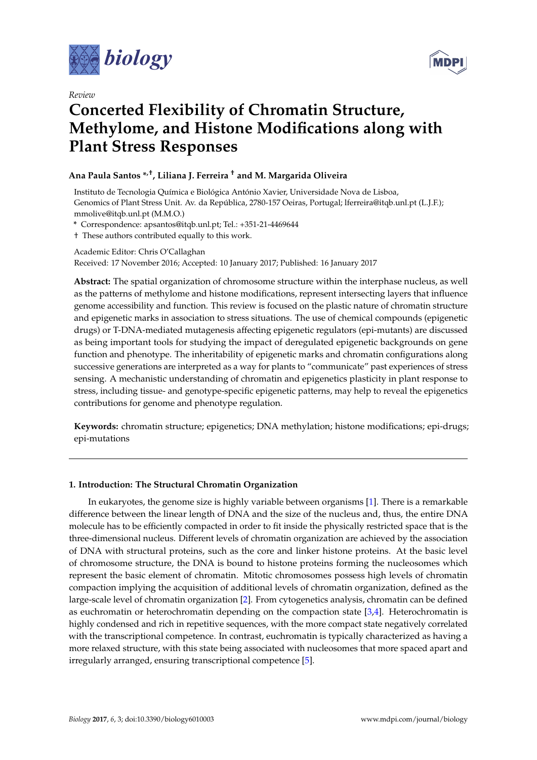*Review*

# Concerted Flexibility of Chromatin Structure, Methylome, and Histone Modifications along with Plant Stress Responses

**Ana Paula Santos \*,†, Liliana J. Ferreira † and M. Margarida Oliveira**

Instituto de Tecnologia Química e Biológica António Xavier, Universidade Nova de Lisboa, Genomics of Plant Stress Unit. Av. da República, 2780-157 Oeiras, Portugal; lferreira@itqb.unl.pt (L.J.F.); mmolive@itqb.unl.pt (M.M.O.)

\* Correspondence: apsantos@itqb.unl.pt; Tel.: +351-21-4469644

† These authors contributed equally to this work.

Academic Editor: Chris O'Callaghan

Received: 17 November 2016; Accepted: 10 January 2017; Published: 16 January 2017

**Abstract:** The spatial organization of chromosome structure within the interphase nucleus, as well as the patterns of methylome and histone modifications, represent intersecting layers that influence genome accessibility and function. This review is focused on the plastic nature of chromatin structure and epigenetic marks in association to stress situations. The use of chemical compounds (epigenetic drugs) or T-DNA-mediated mutagenesis affecting epigenetic regulators (epi-mutants) are discussed as being important tools for studying the impact of deregulated epigenetic backgrounds on gene function and phenotype. The inheritability of epigenetic marks and chromatin configurations along successive generations are interpreted as a way for plants to "communicate" past experiences of stress sensing. A mechanistic understanding of chromatin and epigenetics plasticity in plant response to stress, including tissue- and genotype-specific epigenetic patterns, may help to reveal the epigenetics contributions for genome and phenotype regulation.

**Keywords:** chromatin structure; epigenetics; DNA methylation; histone modifications; epi-drugs; epi-mutations

## 1. Introduction: The Structural Chromatin Organization

In eukaryotes, the genome size is highly variable between organisms [1]. There is a remarkable difference between the linear length of DNA and the size of the nucleus and, thus, the entire DNA molecule has to be efficiently compacted in order to fit inside the physically restricted space that is the three-dimensional nucleus. Different levels of chromatin organization are achieved by the association of DNA with structural proteins, such as the core and linker histone proteins. At the basic level of chromosome structure, the DNA is bound to histone proteins forming the nucleosomes which represent the basic element of chromatin. Mitotic chromosomes possess high levels of chromatin compaction implying the acquisition of additional levels of chromatin organization, defined as the large-scale level of chromatin organization [2]. From cytogenetics analysis, chromatin can be defined as euchromatin or heterochromatin depending on the compaction state [3,4]. Heterochromatin is highly condensed and rich in repetitive sequences, with the more compact state negatively correlated with the transcriptional competence. In contrast, euchromatin is typically characterized as having a more relaxed structure, with this state being associated with nucleosomes that more spaced apart and irregularly arranged, ensuring transcriptional competence [5].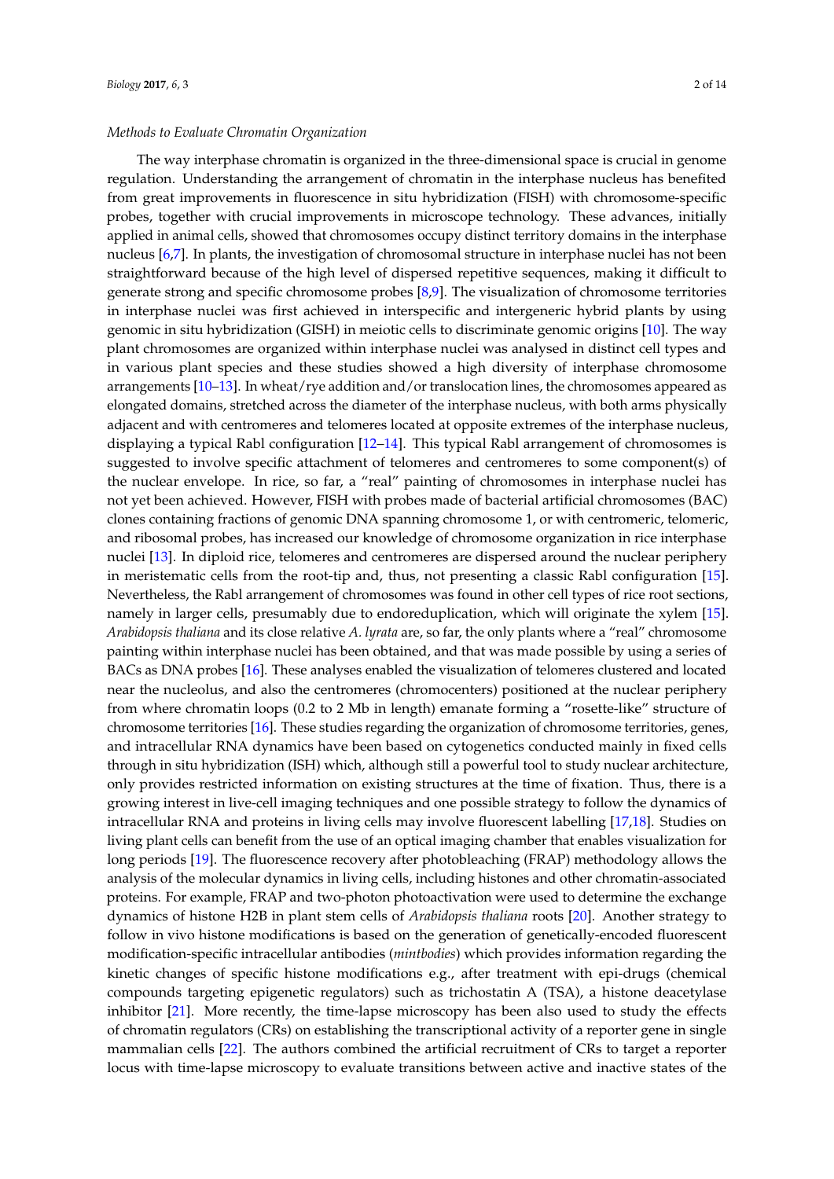*Methods to Evaluate Chromatin Organization*

The way interphase chromatin is organized in the three-dimensional space is crucial in genome regulation. Understanding the arrangement of chromatin in the interphase nucleus has benefited from great improvements in fluorescence in situ hybridization (FISH) with chromosome-specific probes, together with crucial improvements in microscope technology. These advances, initially applied in animal cells, showed that chromosomes occupy distinct territory domains in the interphase nucleus [6,7]. In plants, the investigation of chromosomal structure in interphase nuclei has not been straightforward because of the high level of dispersed repetitive sequences, making it difficult to generate strong and specific chromosome probes [8,9]. The visualization of chromosome territories in interphase nuclei was first achieved in interspecific and intergeneric hybrid plants by using genomic in situ hybridization (GISH) in meiotic cells to discriminate genomic origins [10]. The way plant chromosomes are organized within interphase nuclei was analysed in distinct cell types and in various plant species and these studies showed a high diversity of interphase chromosome arrangements [10–13]. In wheat/rye addition and/or translocation lines, the chromosomes appeared as elongated domains, stretched across the diameter of the interphase nucleus, with both arms physically adjacent and with centromeres and telomeres located at opposite extremes of the interphase nucleus, displaying a typical Rabl configuration [12–14]. This typical Rabl arrangement of chromosomes is suggested to involve specific attachment of telomeres and centromeres to some component(s) of the nuclear envelope. In rice, so far, a "real" painting of chromosomes in interphase nuclei has not yet been achieved. However, FISH with probes made of bacterial artificial chromosomes (BAC) clones containing fractions of genomic DNA spanning chromosome 1, or with centromeric, telomeric, and ribosomal probes, has increased our knowledge of chromosome organization in rice interphase nuclei [13]. In diploid rice, telomeres and centromeres are dispersed around the nuclear periphery in meristematic cells from the root-tip and, thus, not presenting a classic Rabl configuration [15]. Nevertheless, the Rabl arrangement of chromosomes was found in other cell types of rice root sections, namely in larger cells, presumably due to endoreduplication, which will originate the xylem [15]. *Arabidopsis thaliana* and its close relative *A. lyrata* are, so far, the only plants where a "real" chromosome painting within interphase nuclei has been obtained, and that was made possible by using a series of BACs as DNA probes [16]. These analyses enabled the visualization of telomeres clustered and located near the nucleolus, and also the centromeres (chromocenters) positioned at the nuclear periphery from where chromatin loops (0.2 to 2 Mb in length) emanate forming a "rosette-like" structure of chromosome territories [16]. These studies regarding the organization of chromosome territories, genes, and intracellular RNA dynamics have been based on cytogenetics conducted mainly in fixed cells through in situ hybridization (ISH) which, although still a powerful tool to study nuclear architecture, only provides restricted information on existing structures at the time of fixation. Thus, there is a growing interest in live-cell imaging techniques and one possible strategy to follow the dynamics of intracellular RNA and proteins in living cells may involve fluorescent labelling [17,18]. Studies on living plant cells can benefit from the use of an optical imaging chamber that enables visualization for long periods [19]. The fluorescence recovery after photobleaching (FRAP) methodology allows the analysis of the molecular dynamics in living cells, including histones and other chromatin-associated proteins. For example, FRAP and two-photon photoactivation were used to determine the exchange dynamics of histone H2B in plant stem cells of *Arabidopsis thaliana* roots [20]. Another strategy to follow in vivo histone modifications is based on the generation of genetically-encoded fluorescent modification-specific intracellular antibodies (*mintbodies*) which provides information regarding the kinetic changes of specific histone modifications e.g., after treatment with epi-drugs (chemical compounds targeting epigenetic regulators) such as trichostatin A (TSA), a histone deacetylase inhibitor [21]. More recently, the time-lapse microscopy has been also used to study the effects of chromatin regulators (CRs) on establishing the transcriptional activity of a reporter gene in single mammalian cells [22]. The authors combined the artificial recruitment of CRs to target a reporter locus with time-lapse microscopy to evaluate transitions between active and inactive states of the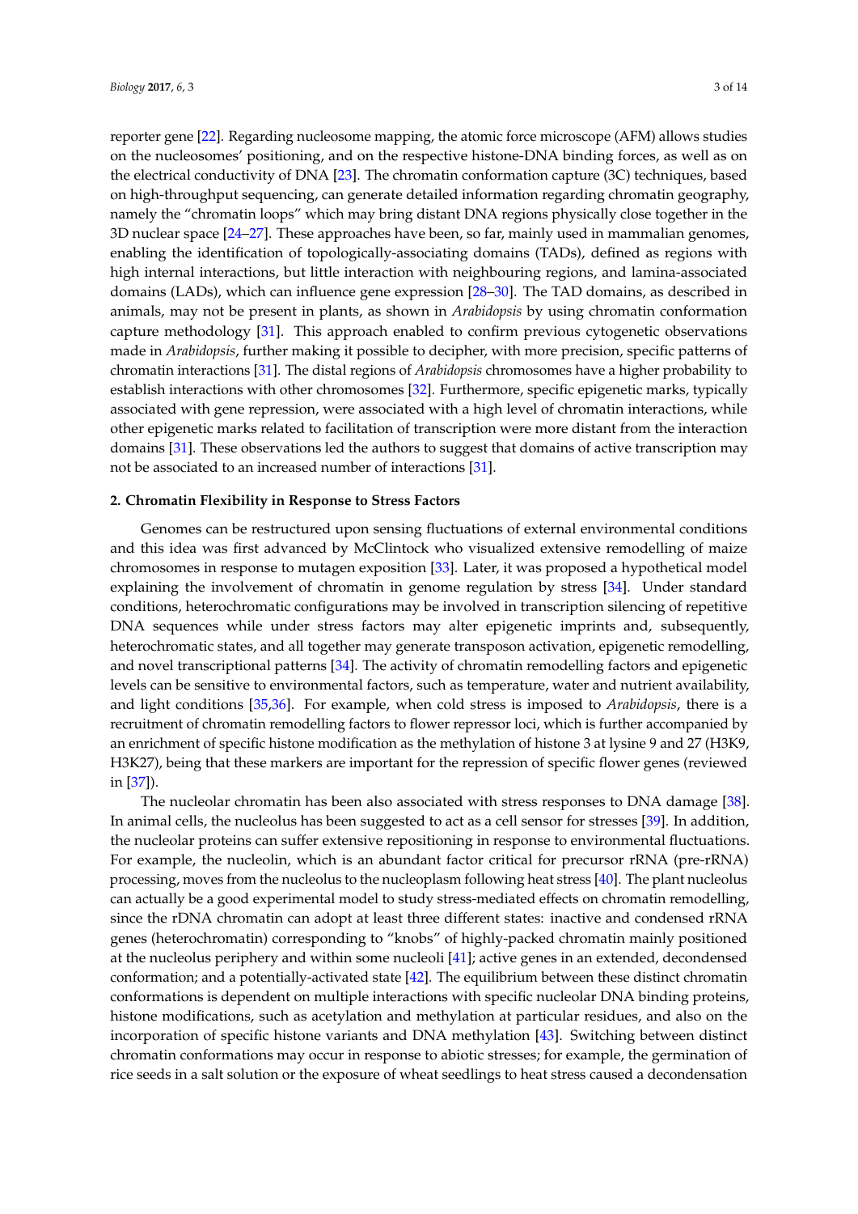reporter gene [22]. Regarding nucleosome mapping, the atomic force microscope (AFM) allows studies on the nucleosomes' positioning, and on the respective histone-DNA binding forces, as well as on the electrical conductivity of DNA [23]. The chromatin conformation capture (3C) techniques, based on high-throughput sequencing, can generate detailed information regarding chromatin geography, namely the "chromatin loops" which may bring distant DNA regions physically close together in the 3D nuclear space [24–27]. These approaches have been, so far, mainly used in mammalian genomes, enabling the identification of topologically-associating domains (TADs), defined as regions with high internal interactions, but little interaction with neighbouring regions, and lamina-associated domains (LADs), which can influence gene expression [28–30]. The TAD domains, as described in animals, may not be present in plants, as shown in *Arabidopsis* by using chromatin conformation capture methodology [31]. This approach enabled to confirm previous cytogenetic observations made in *Arabidopsis*, further making it possible to decipher, with more precision, specific patterns of chromatin interactions [31]. The distal regions of *Arabidopsis* chromosomes have a higher probability to establish interactions with other chromosomes [32]. Furthermore, specific epigenetic marks, typically associated with gene repression, were associated with a high level of chromatin interactions, while other epigenetic marks related to facilitation of transcription were more distant from the interaction domains [31]. These observations led the authors to suggest that domains of active transcription may not be associated to an increased number of interactions [31].

## 2. Chromatin Flexibility in Response to Stress Factors

Genomes can be restructured upon sensing fluctuations of external environmental conditions and this idea was first advanced by McClintock who visualized extensive remodelling of maize chromosomes in response to mutagen exposition [33]. Later, it was proposed a hypothetical model explaining the involvement of chromatin in genome regulation by stress [34]. Under standard conditions, heterochromatic configurations may be involved in transcription silencing of repetitive DNA sequences while under stress factors may alter epigenetic imprints and, subsequently, heterochromatic states, and all together may generate transposon activation, epigenetic remodelling, and novel transcriptional patterns [34]. The activity of chromatin remodelling factors and epigenetic levels can be sensitive to environmental factors, such as temperature, water and nutrient availability, and light conditions [35,36]. For example, when cold stress is imposed to *Arabidopsis*, there is a recruitment of chromatin remodelling factors to flower repressor loci, which is further accompanied by an enrichment of specific histone modification as the methylation of histone 3 at lysine 9 and 27 (H3K9, H3K27), being that these markers are important for the repression of specific flower genes (reviewed in [37]).

The nucleolar chromatin has been also associated with stress responses to DNA damage [38]. In animal cells, the nucleolus has been suggested to act as a cell sensor for stresses [39]. In addition, the nucleolar proteins can suffer extensive repositioning in response to environmental fluctuations. For example, the nucleolin, which is an abundant factor critical for precursor rRNA (pre-rRNA) processing, moves from the nucleolus to the nucleoplasm following heat stress [40]. The plant nucleolus can actually be a good experimental model to study stress-mediated effects on chromatin remodelling, since the rDNA chromatin can adopt at least three different states: inactive and condensed rRNA genes (heterochromatin) corresponding to "knobs" of highly-packed chromatin mainly positioned at the nucleolus periphery and within some nucleoli [41]; active genes in an extended, decondensed conformation; and a potentially-activated state [42]. The equilibrium between these distinct chromatin conformations is dependent on multiple interactions with specific nucleolar DNA binding proteins, histone modifications, such as acetylation and methylation at particular residues, and also on the incorporation of specific histone variants and DNA methylation [43]. Switching between distinct chromatin conformations may occur in response to abiotic stresses; for example, the germination of rice seeds in a salt solution or the exposure of wheat seedlings to heat stress caused a decondensation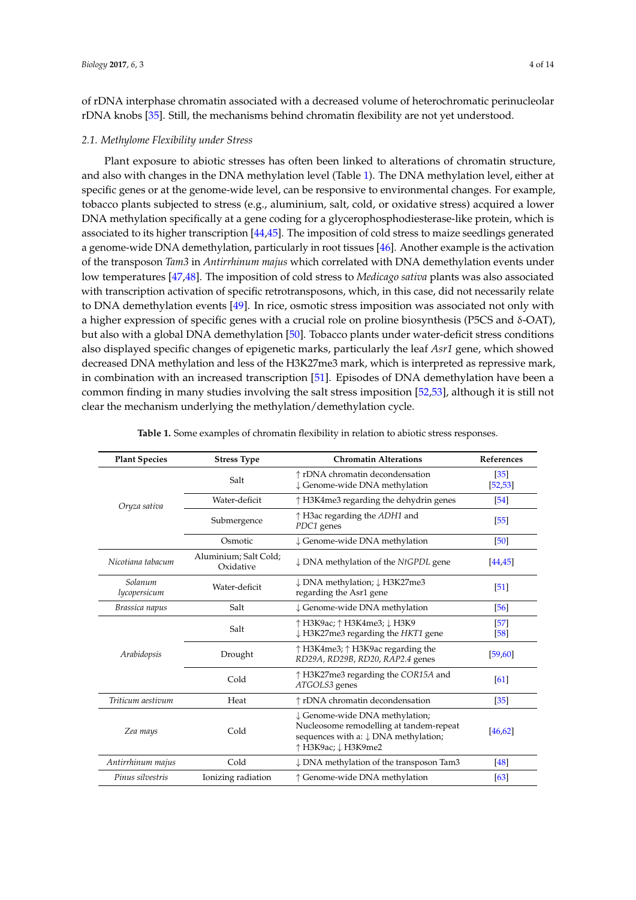of rDNA interphase chromatin associated with a decreased volume of heterochromatic perinucleolar rDNA knobs [35]. Still, the mechanisms behind chromatin flexibility are not yet understood.

### 2.1. Methylome Flexibility under Stress

Plant exposure to abiotic stresses has often been linked to alterations of chromatin structure, and also with changes in the DNA methylation level (Table 1). The DNA methylation level, either at specific genes or at the genome-wide level, can be responsive to environmental changes. For example, tobacco plants subjected to stress (e.g., aluminium, salt, cold, or oxidative stress) acquired a lower DNA methylation specifically at a gene coding for a glycerophosphodiesterase-like protein, which is associated to its higher transcription [44,45]. The imposition of cold stress to maize seedlings generated a genome-wide DNA demethylation, particularly in root tissues [46]. Another example is the activation of the transposon *Tam3* in *Antirrhinum majus* which correlated with DNA demethylation events under low temperatures [47,48]. The imposition of cold stress to *Medicago sativa* plants was also associated with transcription activation of specific retrotransposons, which, in this case, did not necessarily relate to DNA demethylation events [49]. In rice, osmotic stress imposition was associated not only with a higher expression of specific genes with a crucial role on proline biosynthesis (P5CS and δ-OAT), but also with a global DNA demethylation [50]. Tobacco plants under water-deficit stress conditions also displayed specific changes of epigenetic marks, particularly the leaf *Asr1* gene, which showed decreased DNA methylation and less of the H3K27me3 mark, which is interpreted as repressive mark, in combination with an increased transcription [51]. Episodes of DNA demethylation have been a common finding in many studies involving the salt stress imposition [52,53], although it is still not clear the mechanism underlying the methylation/demethylation cycle.

**Table 1.** Some examples of chromatin flexibility in relation to abiotic stress responses.

| Plant Species | Stress Type | Chromatin Alterations | References |
|---|---|---|---|
| *Oryza sativa* | Salt | ↑ rDNA chromatin decondensation<br>↓ Genome-wide DNA methylation | [35]<br>[52,53] |
| | Water-deficit | ↑ H3K4me3 regarding the dehydrin genes | [54] |
| | Submergence | ↑ H3ac regarding the *ADH1* and *PDC1* genes | [55] |
| | Osmotic | ↓ Genome-wide DNA methylation | [50] |
| *Nicotiana tabacum* | Aluminium; Salt Cold; Oxidative | ↓ DNA methylation of the *NtGPDL* gene | [44,45] |
| *Solanum lycopersicum* | Water-deficit | ↓ DNA methylation; ↓ H3K27me3 regarding the Asr1 gene | [51] |
| *Brassica napus* | Salt | ↓ Genome-wide DNA methylation | [56] |
| *Arabidopsis* | Salt | ↑ H3K9ac; ↑ H3K4me3; ↓ H3K9<br>↓ H3K27me3 regarding the *HKT1* gene | [57]<br>[58] |
| | Drought | ↑ H3K4me3; ↑ H3K9ac regarding the *RD29A, RD29B, RD20, RAP2.4* genes | [59,60] |
| | Cold | ↑ H3K27me3 regarding the *COR15A* and *ATGOLS3* genes | [61] |
| *Triticum aestivum* | Heat | ↑ rDNA chromatin decondensation | [35] |
| *Zea mays* | Cold | ↓ Genome-wide DNA methylation; Nucleosome remodelling at tandem-repeat sequences with a: ↓ DNA methylation; ↑ H3K9ac; ↓ H3K9me2 | [46,62] |
| *Antirrhinum majus* | Cold | ↓ DNA methylation of the transposon Tam3 | [48] |
| *Pinus silvestris* | Ionizing radiation | ↑ Genome-wide DNA methylation | [63] |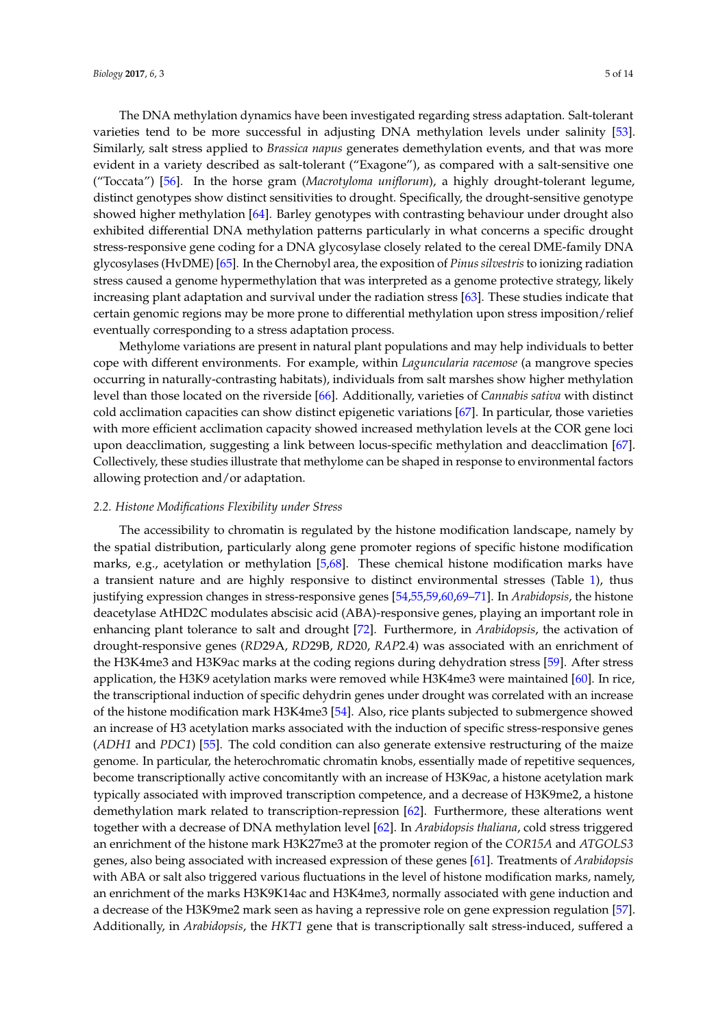The DNA methylation dynamics have been investigated regarding stress adaptation. Salt-tolerant varieties tend to be more successful in adjusting DNA methylation levels under salinity [53]. Similarly, salt stress applied to *Brassica napus* generates demethylation events, and that was more evident in a variety described as salt-tolerant ("Exagone"), as compared with a salt-sensitive one ("Toccata") [56]. In the horse gram (*Macrotyloma uniflorum*), a highly drought-tolerant legume, distinct genotypes show distinct sensitivities to drought. Specifically, the drought-sensitive genotype showed higher methylation [64]. Barley genotypes with contrasting behaviour under drought also exhibited differential DNA methylation patterns particularly in what concerns a specific drought stress-responsive gene coding for a DNA glycosylase closely related to the cereal DME-family DNA glycosylases (HvDME) [65]. In the Chernobyl area, the exposition of *Pinus silvestris* to ionizing radiation stress caused a genome hypermethylation that was interpreted as a genome protective strategy, likely increasing plant adaptation and survival under the radiation stress [63]. These studies indicate that certain genomic regions may be more prone to differential methylation upon stress imposition/relief eventually corresponding to a stress adaptation process.

Methylome variations are present in natural plant populations and may help individuals to better cope with different environments. For example, within *Laguncularia racemose* (a mangrove species occurring in naturally-contrasting habitats), individuals from salt marshes show higher methylation level than those located on the riverside [66]. Additionally, varieties of *Cannabis sativa* with distinct cold acclimation capacities can show distinct epigenetic variations [67]. In particular, those varieties with more efficient acclimation capacity showed increased methylation levels at the COR gene loci upon deacclimation, suggesting a link between locus-specific methylation and deacclimation [67]. Collectively, these studies illustrate that methylome can be shaped in response to environmental factors allowing protection and/or adaptation.

### 2.2. Histone Modifications Flexibility under Stress

The accessibility to chromatin is regulated by the histone modification landscape, namely by the spatial distribution, particularly along gene promoter regions of specific histone modification marks, e.g., acetylation or methylation [5,68]. These chemical histone modification marks have a transient nature and are highly responsive to distinct environmental stresses (Table 1), thus justifying expression changes in stress-responsive genes [54,55,59,60,69–71]. In *Arabidopsis*, the histone deacetylase AtHD2C modulates abscisic acid (ABA)-responsive genes, playing an important role in enhancing plant tolerance to salt and drought [72]. Furthermore, in *Arabidopsis*, the activation of drought-responsive genes (*RD*29A, *RD*29B, *RD*20, *RAP*2.4) was associated with an enrichment of the H3K4me3 and H3K9ac marks at the coding regions during dehydration stress [59]. After stress application, the H3K9 acetylation marks were removed while H3K4me3 were maintained [60]. In rice, the transcriptional induction of specific dehydrin genes under drought was correlated with an increase of the histone modification mark H3K4me3 [54]. Also, rice plants subjected to submergence showed an increase of H3 acetylation marks associated with the induction of specific stress-responsive genes (*ADH1* and *PDC1*) [55]. The cold condition can also generate extensive restructuring of the maize genome. In particular, the heterochromatic chromatin knobs, essentially made of repetitive sequences, become transcriptionally active concomitantly with an increase of H3K9ac, a histone acetylation mark typically associated with improved transcription competence, and a decrease of H3K9me2, a histone demethylation mark related to transcription-repression [62]. Furthermore, these alterations went together with a decrease of DNA methylation level [62]. In *Arabidopsis thaliana*, cold stress triggered an enrichment of the histone mark H3K27me3 at the promoter region of the *COR15A* and *ATGOLS3* genes, also being associated with increased expression of these genes [61]. Treatments of *Arabidopsis* with ABA or salt also triggered various fluctuations in the level of histone modification marks, namely, an enrichment of the marks H3K9K14ac and H3K4me3, normally associated with gene induction and a decrease of the H3K9me2 mark seen as having a repressive role on gene expression regulation [57]. Additionally, in *Arabidopsis*, the *HKT1* gene that is transcriptionally salt stress-induced, suffered a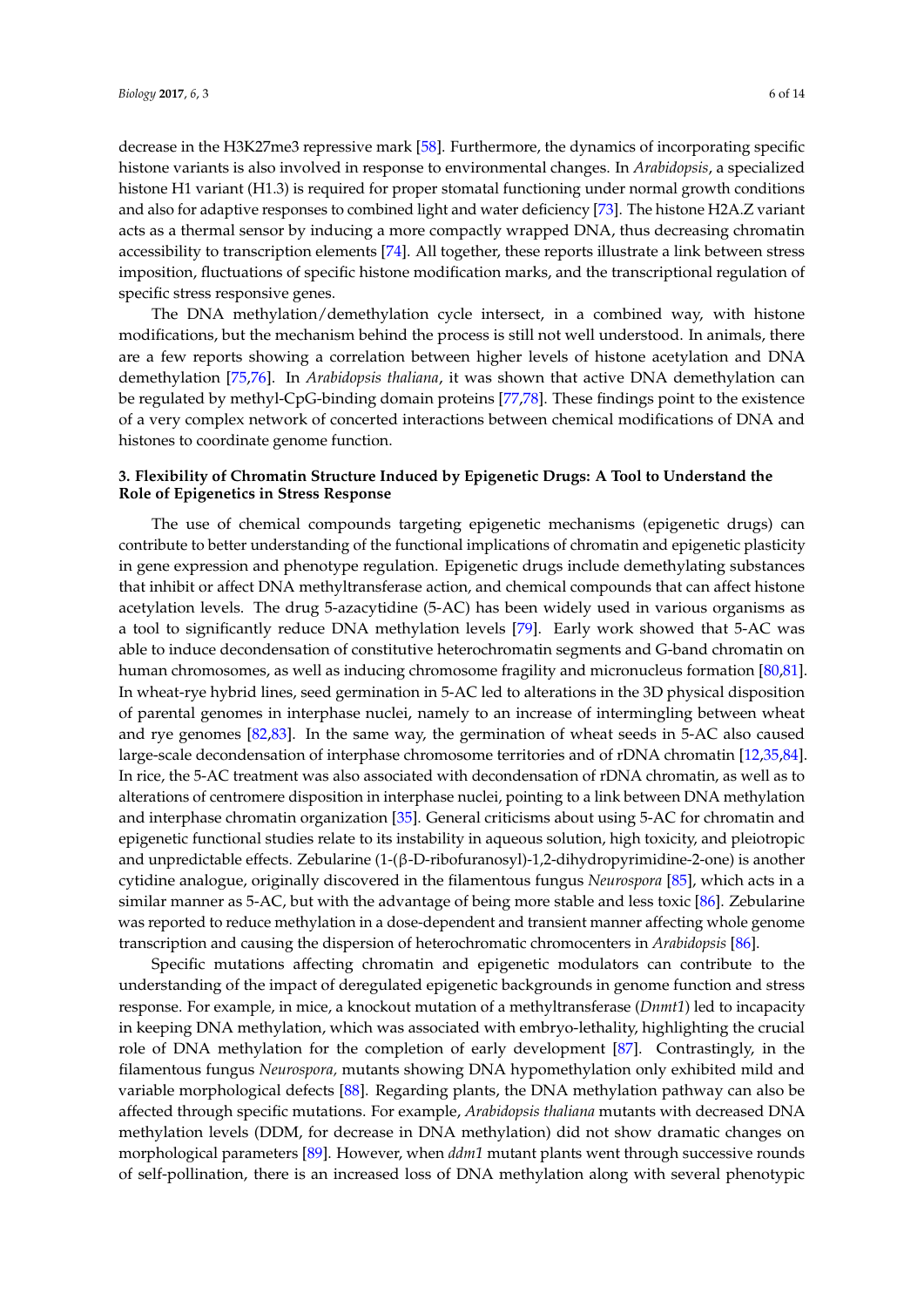decrease in the H3K27me3 repressive mark [58]. Furthermore, the dynamics of incorporating specific histone variants is also involved in response to environmental changes. In *Arabidopsis*, a specialized histone H1 variant (H1.3) is required for proper stomatal functioning under normal growth conditions and also for adaptive responses to combined light and water deficiency [73]. The histone H2A.Z variant acts as a thermal sensor by inducing a more compactly wrapped DNA, thus decreasing chromatin accessibility to transcription elements [74]. All together, these reports illustrate a link between stress imposition, fluctuations of specific histone modification marks, and the transcriptional regulation of specific stress responsive genes.

The DNA methylation/demethylation cycle intersect, in a combined way, with histone modifications, but the mechanism behind the process is still not well understood. In animals, there are a few reports showing a correlation between higher levels of histone acetylation and DNA demethylation [75,76]. In *Arabidopsis thaliana*, it was shown that active DNA demethylation can be regulated by methyl-CpG-binding domain proteins [77,78]. These findings point to the existence of a very complex network of concerted interactions between chemical modifications of DNA and histones to coordinate genome function.

### 3. Flexibility of Chromatin Structure Induced by Epigenetic Drugs: A Tool to Understand the Role of Epigenetics in Stress Response

The use of chemical compounds targeting epigenetic mechanisms (epigenetic drugs) can contribute to better understanding of the functional implications of chromatin and epigenetic plasticity in gene expression and phenotype regulation. Epigenetic drugs include demethylating substances that inhibit or affect DNA methyltransferase action, and chemical compounds that can affect histone acetylation levels. The drug 5-azacytidine (5-AC) has been widely used in various organisms as a tool to significantly reduce DNA methylation levels [79]. Early work showed that 5-AC was able to induce decondensation of constitutive heterochromatin segments and G-band chromatin on human chromosomes, as well as inducing chromosome fragility and micronucleus formation [80,81]. In wheat-rye hybrid lines, seed germination in 5-AC led to alterations in the 3D physical disposition of parental genomes in interphase nuclei, namely to an increase of intermingling between wheat and rye genomes [82,83]. In the same way, the germination of wheat seeds in 5-AC also caused large-scale decondensation of interphase chromosome territories and of rDNA chromatin [12,35,84]. In rice, the 5-AC treatment was also associated with decondensation of rDNA chromatin, as well as to alterations of centromere disposition in interphase nuclei, pointing to a link between DNA methylation and interphase chromatin organization [35]. General criticisms about using 5-AC for chromatin and epigenetic functional studies relate to its instability in aqueous solution, high toxicity, and pleiotropic and unpredictable effects. Zebularine (1-(β-D-ribofuranosyl)-1,2-dihydropyrimidine-2-one) is another cytidine analogue, originally discovered in the filamentous fungus *Neurospora* [85], which acts in a similar manner as 5-AC, but with the advantage of being more stable and less toxic [86]. Zebularine was reported to reduce methylation in a dose-dependent and transient manner affecting whole genome transcription and causing the dispersion of heterochromatic chromocenters in *Arabidopsis* [86].

Specific mutations affecting chromatin and epigenetic modulators can contribute to the understanding of the impact of deregulated epigenetic backgrounds in genome function and stress response. For example, in mice, a knockout mutation of a methyltransferase (*Dnmt1*) led to incapacity in keeping DNA methylation, which was associated with embryo-lethality, highlighting the crucial role of DNA methylation for the completion of early development [87]. Contrastingly, in the filamentous fungus *Neurospora,* mutants showing DNA hypomethylation only exhibited mild and variable morphological defects [88]. Regarding plants, the DNA methylation pathway can also be affected through specific mutations. For example, *Arabidopsis thaliana* mutants with decreased DNA methylation levels (DDM, for decrease in DNA methylation) did not show dramatic changes on morphological parameters [89]. However, when *ddm1* mutant plants went through successive rounds of self-pollination, there is an increased loss of DNA methylation along with several phenotypic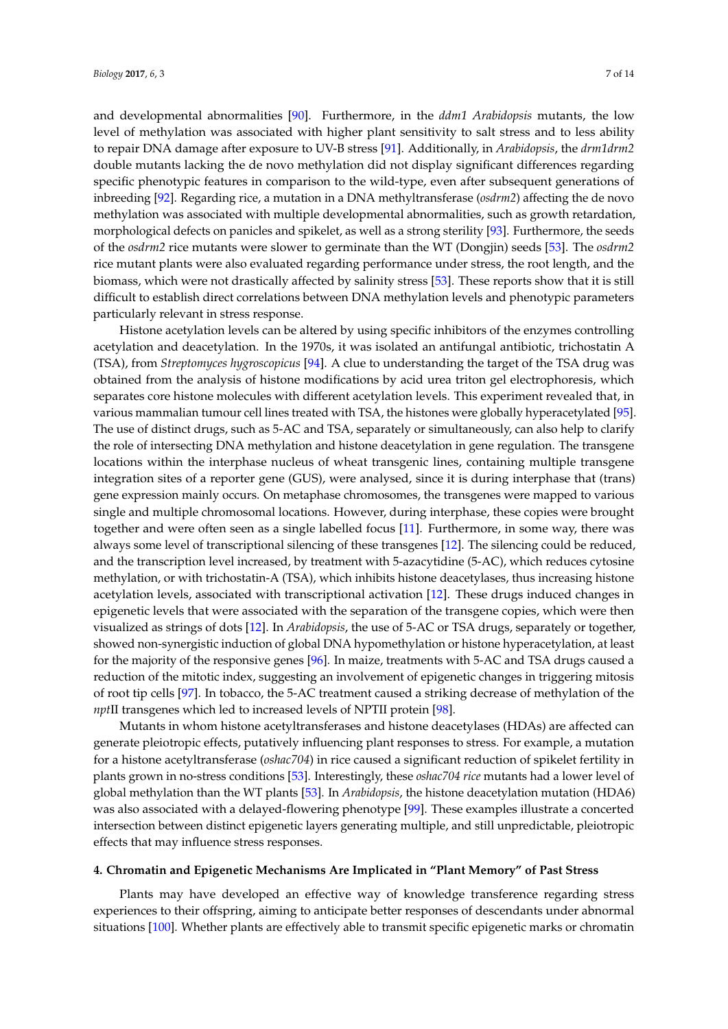and developmental abnormalities [90]. Furthermore, in the *ddm1 Arabidopsis* mutants, the low level of methylation was associated with higher plant sensitivity to salt stress and to less ability to repair DNA damage after exposure to UV-B stress [91]. Additionally, in *Arabidopsis*, the *drm1drm2* double mutants lacking the de novo methylation did not display significant differences regarding specific phenotypic features in comparison to the wild-type, even after subsequent generations of inbreeding [92]. Regarding rice, a mutation in a DNA methyltransferase (*osdrm2*) affecting the de novo methylation was associated with multiple developmental abnormalities, such as growth retardation, morphological defects on panicles and spikelet, as well as a strong sterility [93]. Furthermore, the seeds of the *osdrm2* rice mutants were slower to germinate than the WT (Dongjin) seeds [53]. The *osdrm2* rice mutant plants were also evaluated regarding performance under stress, the root length, and the biomass, which were not drastically affected by salinity stress [53]. These reports show that it is still difficult to establish direct correlations between DNA methylation levels and phenotypic parameters particularly relevant in stress response.

Histone acetylation levels can be altered by using specific inhibitors of the enzymes controlling acetylation and deacetylation. In the 1970s, it was isolated an antifungal antibiotic, trichostatin A (TSA), from *Streptomyces hygroscopicus* [94]. A clue to understanding the target of the TSA drug was obtained from the analysis of histone modifications by acid urea triton gel electrophoresis, which separates core histone molecules with different acetylation levels. This experiment revealed that, in various mammalian tumour cell lines treated with TSA, the histones were globally hyperacetylated [95]. The use of distinct drugs, such as 5-AC and TSA, separately or simultaneously, can also help to clarify the role of intersecting DNA methylation and histone deacetylation in gene regulation. The transgene locations within the interphase nucleus of wheat transgenic lines, containing multiple transgene integration sites of a reporter gene (GUS), were analysed, since it is during interphase that (trans) gene expression mainly occurs. On metaphase chromosomes, the transgenes were mapped to various single and multiple chromosomal locations. However, during interphase, these copies were brought together and were often seen as a single labelled focus [11]. Furthermore, in some way, there was always some level of transcriptional silencing of these transgenes [12]. The silencing could be reduced, and the transcription level increased, by treatment with 5-azacytidine (5-AC), which reduces cytosine methylation, or with trichostatin-A (TSA), which inhibits histone deacetylases, thus increasing histone acetylation levels, associated with transcriptional activation [12]. These drugs induced changes in epigenetic levels that were associated with the separation of the transgene copies, which were then visualized as strings of dots [12]. In *Arabidopsis*, the use of 5-AC or TSA drugs, separately or together, showed non-synergistic induction of global DNA hypomethylation or histone hyperacetylation, at least for the majority of the responsive genes [96]. In maize, treatments with 5-AC and TSA drugs caused a reduction of the mitotic index, suggesting an involvement of epigenetic changes in triggering mitosis of root tip cells [97]. In tobacco, the 5-AC treatment caused a striking decrease of methylation of the *npt*II transgenes which led to increased levels of NPTII protein [98].

Mutants in whom histone acetyltransferases and histone deacetylases (HDAs) are affected can generate pleiotropic effects, putatively influencing plant responses to stress. For example, a mutation for a histone acetyltransferase (*oshac704*) in rice caused a significant reduction of spikelet fertility in plants grown in no-stress conditions [53]. Interestingly, these *oshac704 rice* mutants had a lower level of global methylation than the WT plants [53]. In *Arabidopsis*, the histone deacetylation mutation (HDA6) was also associated with a delayed-flowering phenotype [99]. These examples illustrate a concerted intersection between distinct epigenetic layers generating multiple, and still unpredictable, pleiotropic effects that may influence stress responses.

## 4. Chromatin and Epigenetic Mechanisms Are Implicated in "Plant Memory" of Past Stress

Plants may have developed an effective way of knowledge transference regarding stress experiences to their offspring, aiming to anticipate better responses of descendants under abnormal situations [100]. Whether plants are effectively able to transmit specific epigenetic marks or chromatin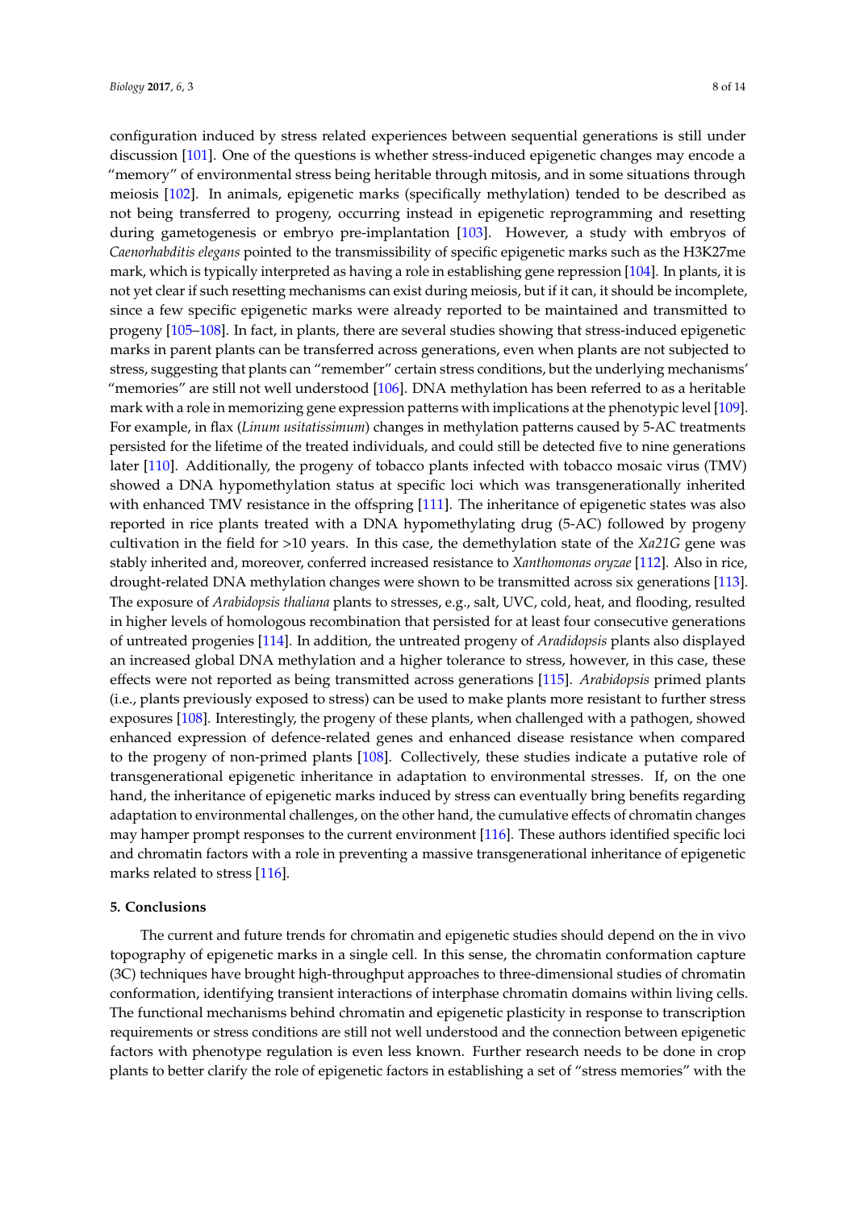configuration induced by stress related experiences between sequential generations is still under discussion [101]. One of the questions is whether stress-induced epigenetic changes may encode a "memory" of environmental stress being heritable through mitosis, and in some situations through meiosis [102]. In animals, epigenetic marks (specifically methylation) tended to be described as not being transferred to progeny, occurring instead in epigenetic reprogramming and resetting during gametogenesis or embryo pre-implantation [103]. However, a study with embryos of *Caenorhabditis elegans* pointed to the transmissibility of specific epigenetic marks such as the H3K27me mark, which is typically interpreted as having a role in establishing gene repression [104]. In plants, it is not yet clear if such resetting mechanisms can exist during meiosis, but if it can, it should be incomplete, since a few specific epigenetic marks were already reported to be maintained and transmitted to progeny [105–108]. In fact, in plants, there are several studies showing that stress-induced epigenetic marks in parent plants can be transferred across generations, even when plants are not subjected to stress, suggesting that plants can "remember" certain stress conditions, but the underlying mechanisms' "memories" are still not well understood [106]. DNA methylation has been referred to as a heritable mark with a role in memorizing gene expression patterns with implications at the phenotypic level [109]. For example, in flax (*Linum usitatissimum*) changes in methylation patterns caused by 5-AC treatments persisted for the lifetime of the treated individuals, and could still be detected five to nine generations later [110]. Additionally, the progeny of tobacco plants infected with tobacco mosaic virus (TMV) showed a DNA hypomethylation status at specific loci which was transgenerationally inherited with enhanced TMV resistance in the offspring [111]. The inheritance of epigenetic states was also reported in rice plants treated with a DNA hypomethylating drug (5-AC) followed by progeny cultivation in the field for >10 years. In this case, the demethylation state of the *Xa21G* gene was stably inherited and, moreover, conferred increased resistance to *Xanthomonas oryzae* [112]. Also in rice, drought-related DNA methylation changes were shown to be transmitted across six generations [113]. The exposure of *Arabidopsis thaliana* plants to stresses, e.g., salt, UVC, cold, heat, and flooding, resulted in higher levels of homologous recombination that persisted for at least four consecutive generations of untreated progenies [114]. In addition, the untreated progeny of *Aradidopsis* plants also displayed an increased global DNA methylation and a higher tolerance to stress, however, in this case, these effects were not reported as being transmitted across generations [115]. *Arabidopsis* primed plants (i.e., plants previously exposed to stress) can be used to make plants more resistant to further stress exposures [108]. Interestingly, the progeny of these plants, when challenged with a pathogen, showed enhanced expression of defence-related genes and enhanced disease resistance when compared to the progeny of non-primed plants [108]. Collectively, these studies indicate a putative role of transgenerational epigenetic inheritance in adaptation to environmental stresses. If, on the one hand, the inheritance of epigenetic marks induced by stress can eventually bring benefits regarding adaptation to environmental challenges, on the other hand, the cumulative effects of chromatin changes may hamper prompt responses to the current environment [116]. These authors identified specific loci and chromatin factors with a role in preventing a massive transgenerational inheritance of epigenetic marks related to stress [116].

## 5. Conclusions

The current and future trends for chromatin and epigenetic studies should depend on the in vivo topography of epigenetic marks in a single cell. In this sense, the chromatin conformation capture (3C) techniques have brought high-throughput approaches to three-dimensional studies of chromatin conformation, identifying transient interactions of interphase chromatin domains within living cells. The functional mechanisms behind chromatin and epigenetic plasticity in response to transcription requirements or stress conditions are still not well understood and the connection between epigenetic factors with phenotype regulation is even less known. Further research needs to be done in crop plants to better clarify the role of epigenetic factors in establishing a set of "stress memories" with the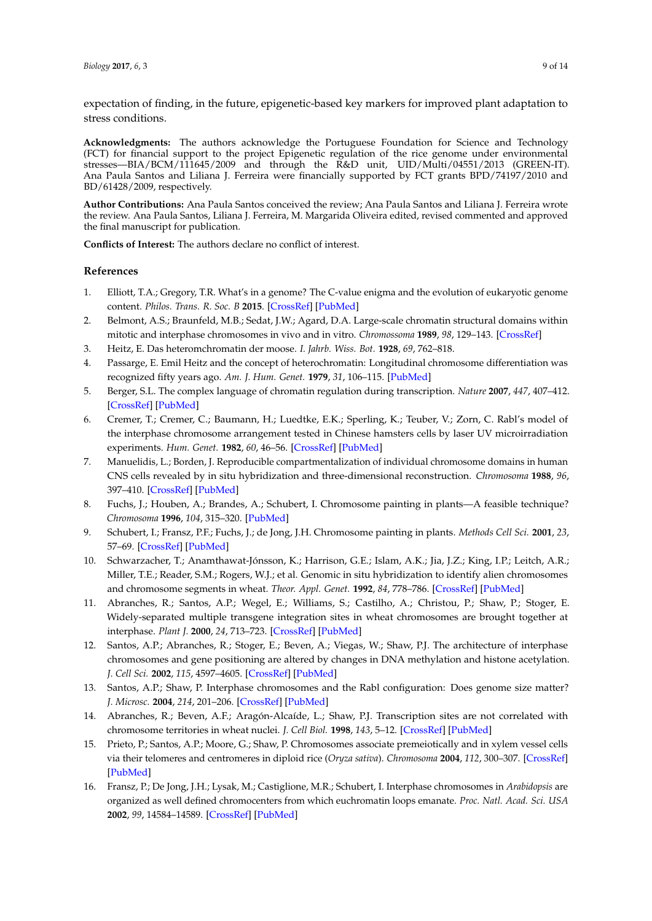expectation of finding, in the future, epigenetic-based key markers for improved plant adaptation to stress conditions.

**Acknowledgments:** The authors acknowledge the Portuguese Foundation for Science and Technology (FCT) for financial support to the project Epigenetic regulation of the rice genome under environmental stresses—BIA/BCM/111645/2009 and through the R&D unit, UID/Multi/04551/2013 (GREEN-IT). Ana Paula Santos and Liliana J. Ferreira were financially supported by FCT grants BPD/74197/2010 and BD/61428/2009, respectively.

**Author Contributions:** Ana Paula Santos conceived the review; Ana Paula Santos and Liliana J. Ferreira wrote the review. Ana Paula Santos, Liliana J. Ferreira, M. Margarida Oliveira edited, revised commented and approved the final manuscript for publication.

**Conflicts of Interest:** The authors declare no conflict of interest.

## References

1. Elliott, T.A.; Gregory, T.R. What's in a genome? The C-value enigma and the evolution of eukaryotic genome content. *Philos. Trans. R. Soc. B* **2015**. [CrossRef] [PubMed]
2. Belmont, A.S.; Braunfeld, M.B.; Sedat, J.W.; Agard, D.A. Large-scale chromatin structural domains within mitotic and interphase chromosomes in vivo and in vitro. *Chromossoma* **1989**, *98*, 129–143. [CrossRef]
3. Heitz, E. Das heteromchromatin der moose. *I. Jahrb. Wiss. Bot.* **1928**, *69*, 762–818.
4. Passarge, E. Emil Heitz and the concept of heterochromatin: Longitudinal chromosome differentiation was recognized fifty years ago. *Am. J. Hum. Genet.* **1979**, *31*, 106–115. [PubMed]
5. Berger, S.L. The complex language of chromatin regulation during transcription. *Nature* **2007**, *447*, 407–412. [CrossRef] [PubMed]
6. Cremer, T.; Cremer, C.; Baumann, H.; Luedtke, E.K.; Sperling, K.; Teuber, V.; Zorn, C. Rabl's model of the interphase chromosome arrangement tested in Chinese hamsters cells by laser UV microirradiation experiments. *Hum. Genet.* **1982**, *60*, 46–56. [CrossRef] [PubMed]
7. Manuelidis, L.; Borden, J. Reproducible compartmentalization of individual chromosome domains in human CNS cells revealed by in situ hybridization and three-dimensional reconstruction. *Chromosoma* **1988**, *96*, 397–410. [CrossRef] [PubMed]
8. Fuchs, J.; Houben, A.; Brandes, A.; Schubert, I. Chromosome painting in plants—A feasible technique? *Chromosoma* **1996**, *104*, 315–320. [PubMed]
9. Schubert, I.; Fransz, P.F.; Fuchs, J.; de Jong, J.H. Chromosome painting in plants. *Methods Cell Sci.* **2001**, *23*, 57–69. [CrossRef] [PubMed]
10. Schwarzacher, T.; Anamthawat-Jónsson, K.; Harrison, G.E.; Islam, A.K.; Jia, J.Z.; King, I.P.; Leitch, A.R.; Miller, T.E.; Reader, S.M.; Rogers, W.J.; et al. Genomic in situ hybridization to identify alien chromosomes and chromosome segments in wheat. *Theor. Appl. Genet.* **1992**, *84*, 778–786. [CrossRef] [PubMed]
11. Abranches, R.; Santos, A.P.; Wegel, E.; Williams, S.; Castilho, A.; Christou, P.; Shaw, P.; Stoger, E. Widely-separated multiple transgene integration sites in wheat chromosomes are brought together at interphase. *Plant J.* **2000**, *24*, 713–723. [CrossRef] [PubMed]
12. Santos, A.P.; Abranches, R.; Stoger, E.; Beven, A.; Viegas, W.; Shaw, P.J. The architecture of interphase chromosomes and gene positioning are altered by changes in DNA methylation and histone acetylation. *J. Cell Sci.* **2002**, *115*, 4597–4605. [CrossRef] [PubMed]
13. Santos, A.P.; Shaw, P. Interphase chromosomes and the Rabl configuration: Does genome size matter? *J. Microsc.* **2004**, *214*, 201–206. [CrossRef] [PubMed]
14. Abranches, R.; Beven, A.F.; Aragón-Alcaíde, L.; Shaw, P.J. Transcription sites are not correlated with chromosome territories in wheat nuclei. *J. Cell Biol.* **1998**, *143*, 5–12. [CrossRef] [PubMed]
15. Prieto, P.; Santos, A.P.; Moore, G.; Shaw, P. Chromosomes associate premeiotically and in xylem vessel cells via their telomeres and centromeres in diploid rice (*Oryza sativa*). *Chromosoma* **2004**, *112*, 300–307. [CrossRef] [PubMed]
16. Fransz, P.; De Jong, J.H.; Lysak, M.; Castiglione, M.R.; Schubert, I. Interphase chromosomes in *Arabidopsis* are organized as well defined chromocenters from which euchromatin loops emanate. *Proc. Natl. Acad. Sci. USA* **2002**, *99*, 14584–14589. [CrossRef] [PubMed]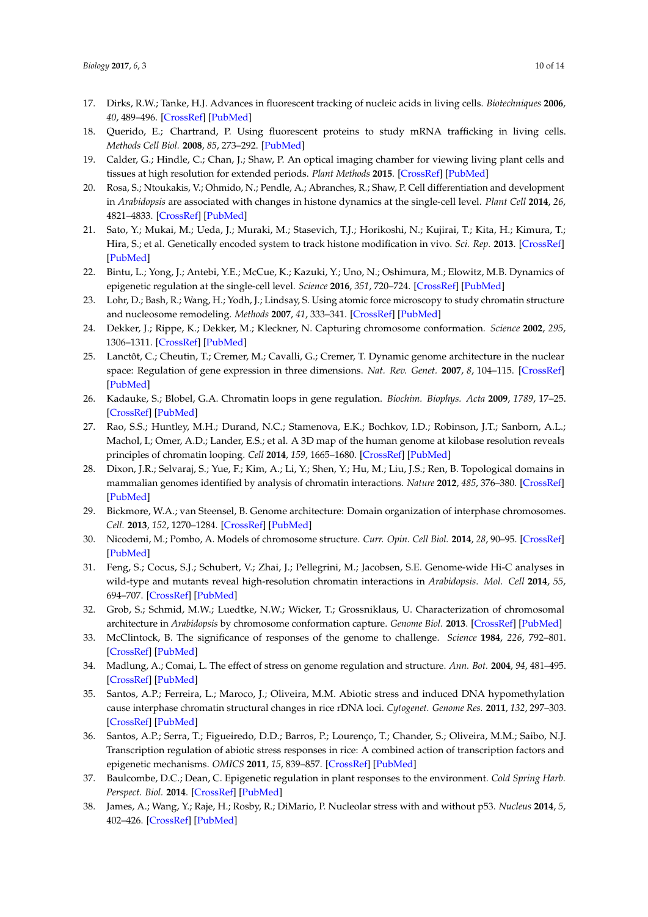17. Dirks, R.W.; Tanke, H.J. Advances in fluorescent tracking of nucleic acids in living cells. *Biotechniques* **2006**, *40*, 489–496. [CrossRef] [PubMed]
18. Querido, E.; Chartrand, P. Using fluorescent proteins to study mRNA trafficking in living cells. *Methods Cell Biol.* **2008**, *85*, 273–292. [PubMed]
19. Calder, G.; Hindle, C.; Chan, J.; Shaw, P. An optical imaging chamber for viewing living plant cells and tissues at high resolution for extended periods. *Plant Methods* **2015**. [CrossRef] [PubMed]
20. Rosa, S.; Ntoukakis, V.; Ohmido, N.; Pendle, A.; Abranches, R.; Shaw, P. Cell differentiation and development in *Arabidopsis* are associated with changes in histone dynamics at the single-cell level. *Plant Cell* **2014**, *26*, 4821–4833. [CrossRef] [PubMed]
21. Sato, Y.; Mukai, M.; Ueda, J.; Muraki, M.; Stasevich, T.J.; Horikoshi, N.; Kujirai, T.; Kita, H.; Kimura, T.; Hira, S.; et al. Genetically encoded system to track histone modification in vivo. *Sci. Rep.* **2013**. [CrossRef] [PubMed]
22. Bintu, L.; Yong, J.; Antebi, Y.E.; McCue, K.; Kazuki, Y.; Uno, N.; Oshimura, M.; Elowitz, M.B. Dynamics of epigenetic regulation at the single-cell level. *Science* **2016**, *351*, 720–724. [CrossRef] [PubMed]
23. Lohr, D.; Bash, R.; Wang, H.; Yodh, J.; Lindsay, S. Using atomic force microscopy to study chromatin structure and nucleosome remodeling. *Methods* **2007**, *41*, 333–341. [CrossRef] [PubMed]
24. Dekker, J.; Rippe, K.; Dekker, M.; Kleckner, N. Capturing chromosome conformation. *Science* **2002**, *295*, 1306–1311. [CrossRef] [PubMed]
25. Lanctôt, C.; Cheutin, T.; Cremer, M.; Cavalli, G.; Cremer, T. Dynamic genome architecture in the nuclear space: Regulation of gene expression in three dimensions. *Nat. Rev. Genet.* **2007**, *8*, 104–115. [CrossRef] [PubMed]
26. Kadauke, S.; Blobel, G.A. Chromatin loops in gene regulation. *Biochim. Biophys. Acta* **2009**, *1789*, 17–25. [CrossRef] [PubMed]
27. Rao, S.S.; Huntley, M.H.; Durand, N.C.; Stamenova, E.K.; Bochkov, I.D.; Robinson, J.T.; Sanborn, A.L.; Machol, I.; Omer, A.D.; Lander, E.S.; et al. A 3D map of the human genome at kilobase resolution reveals principles of chromatin looping. *Cell* **2014**, *159*, 1665–1680. [CrossRef] [PubMed]
28. Dixon, J.R.; Selvaraj, S.; Yue, F.; Kim, A.; Li, Y.; Shen, Y.; Hu, M.; Liu, J.S.; Ren, B. Topological domains in mammalian genomes identified by analysis of chromatin interactions. *Nature* **2012**, *485*, 376–380. [CrossRef] [PubMed]
29. Bickmore, W.A.; van Steensel, B. Genome architecture: Domain organization of interphase chromosomes. *Cell.* **2013**, *152*, 1270–1284. [CrossRef] [PubMed]
30. Nicodemi, M.; Pombo, A. Models of chromosome structure. *Curr. Opin. Cell Biol.* **2014**, *28*, 90–95. [CrossRef] [PubMed]
31. Feng, S.; Cocus, S.J.; Schubert, V.; Zhai, J.; Pellegrini, M.; Jacobsen, S.E. Genome-wide Hi-C analyses in wild-type and mutants reveal high-resolution chromatin interactions in *Arabidopsis*. *Mol. Cell* **2014**, *55*, 694–707. [CrossRef] [PubMed]
32. Grob, S.; Schmid, M.W.; Luedtke, N.W.; Wicker, T.; Grossniklaus, U. Characterization of chromosomal architecture in *Arabidopsis* by chromosome conformation capture. *Genome Biol.* **2013**. [CrossRef] [PubMed]
33. McClintock, B. The significance of responses of the genome to challenge. *Science* **1984**, *226*, 792–801. [CrossRef] [PubMed]
34. Madlung, A.; Comai, L. The effect of stress on genome regulation and structure. *Ann. Bot.* **2004**, *94*, 481–495. [CrossRef] [PubMed]
35. Santos, A.P.; Ferreira, L.; Maroco, J.; Oliveira, M.M. Abiotic stress and induced DNA hypomethylation cause interphase chromatin structural changes in rice rDNA loci. *Cytogenet. Genome Res.* **2011**, *132*, 297–303. [CrossRef] [PubMed]
36. Santos, A.P.; Serra, T.; Figueiredo, D.D.; Barros, P.; Lourenço, T.; Chander, S.; Oliveira, M.M.; Saibo, N.J. Transcription regulation of abiotic stress responses in rice: A combined action of transcription factors and epigenetic mechanisms. *OMICS* **2011**, *15*, 839–857. [CrossRef] [PubMed]
37. Baulcombe, D.C.; Dean, C. Epigenetic regulation in plant responses to the environment. *Cold Spring Harb. Perspect. Biol.* **2014**. [CrossRef] [PubMed]
38. James, A.; Wang, Y.; Raje, H.; Rosby, R.; DiMario, P. Nucleolar stress with and without p53. *Nucleus* **2014**, *5*, 402–426. [CrossRef] [PubMed]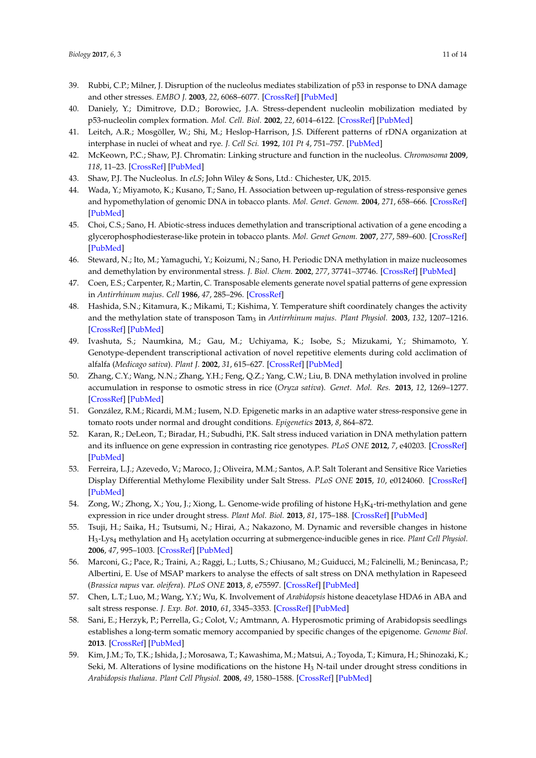39. Rubbi, C.P.; Milner, J. Disruption of the nucleolus mediates stabilization of p53 in response to DNA damage and other stresses. *EMBO J.* **2003**, *22*, 6068–6077. [CrossRef] [PubMed]
40. Daniely, Y.; Dimitrove, D.D.; Borowiec, J.A. Stress-dependent nucleolin mobilization mediated by p53-nucleolin complex formation. *Mol. Cell. Biol.* **2002**, *22*, 6014–6122. [CrossRef] [PubMed]
41. Leitch, A.R.; Mosgöller, W.; Shi, M.; Heslop-Harrison, J.S. Different patterns of rDNA organization at interphase in nuclei of wheat and rye. *J. Cell Sci.* **1992**, *101 Pt 4*, 751–757. [PubMed]
42. McKeown, P.C.; Shaw, P.J. Chromatin: Linking structure and function in the nucleolus. *Chromosoma* **2009**, *118*, 11–23. [CrossRef] [PubMed]
43. Shaw, P.J. The Nucleolus. In *eLS*; John Wiley & Sons, Ltd.: Chichester, UK, 2015.
44. Wada, Y.; Miyamoto, K.; Kusano, T.; Sano, H. Association between up-regulation of stress-responsive genes and hypomethylation of genomic DNA in tobacco plants. *Mol. Genet. Genom.* **2004**, *271*, 658–666. [CrossRef] [PubMed]
45. Choi, C.S.; Sano, H. Abiotic-stress induces demethylation and transcriptional activation of a gene encoding a glycerophosphodiesterase-like protein in tobacco plants. *Mol. Genet Genom.* **2007**, *277*, 589–600. [CrossRef] [PubMed]
46. Steward, N.; Ito, M.; Yamaguchi, Y.; Koizumi, N.; Sano, H. Periodic DNA methylation in maize nucleosomes and demethylation by environmental stress. *J. Biol. Chem.* **2002**, *277*, 37741–37746. [CrossRef] [PubMed]
47. Coen, E.S.; Carpenter, R.; Martin, C. Transposable elements generate novel spatial patterns of gene expression in *Antirrhinum majus*. *Cell* **1986**, *47*, 285–296. [CrossRef]
48. Hashida, S.N.; Kitamura, K.; Mikami, T.; Kishima, Y. Temperature shift coordinately changes the activity and the methylation state of transposon Tam$_3$ in *Antirrhinum majus*. *Plant Physiol.* **2003**, *132*, 1207–1216. [CrossRef] [PubMed]
49. Ivashuta, S.; Naumkina, M.; Gau, M.; Uchiyama, K.; Isobe, S.; Mizukami, Y.; Shimamoto, Y. Genotype-dependent transcriptional activation of novel repetitive elements during cold acclimation of alfalfa (*Medicago sativa*). *Plant J.* **2002**, *31*, 615–627. [CrossRef] [PubMed]
50. Zhang, C.Y.; Wang, N.N.; Zhang, Y.H.; Feng, Q.Z.; Yang, C.W.; Liu, B. DNA methylation involved in proline accumulation in response to osmotic stress in rice (*Oryza sativa*). *Genet. Mol. Res.* **2013**, *12*, 1269–1277. [CrossRef] [PubMed]
51. González, R.M.; Ricardi, M.M.; Iusem, N.D. Epigenetic marks in an adaptive water stress-responsive gene in tomato roots under normal and drought conditions. *Epigenetics* **2013**, *8*, 864–872.
52. Karan, R.; DeLeon, T.; Biradar, H.; Subudhi, P.K. Salt stress induced variation in DNA methylation pattern and its influence on gene expression in contrasting rice genotypes. *PLoS ONE* **2012**, *7*, e40203. [CrossRef] [PubMed]
53. Ferreira, L.J.; Azevedo, V.; Maroco, J.; Oliveira, M.M.; Santos, A.P. Salt Tolerant and Sensitive Rice Varieties Display Differential Methylome Flexibility under Salt Stress. *PLoS ONE* **2015**, *10*, e0124060. [CrossRef] [PubMed]
54. Zong, W.; Zhong, X.; You, J.; Xiong, L. Genome-wide profiling of histone H$_3$K$_4$-tri-methylation and gene expression in rice under drought stress. *Plant Mol. Biol.* **2013**, *81*, 175–188. [CrossRef] [PubMed]
55. Tsuji, H.; Saika, H.; Tsutsumi, N.; Hirai, A.; Nakazono, M. Dynamic and reversible changes in histone H$_3$-Lys$_4$ methylation and H$_3$ acetylation occurring at submergence-inducible genes in rice. *Plant Cell Physiol.* **2006**, *47*, 995–1003. [CrossRef] [PubMed]
56. Marconi, G.; Pace, R.; Traini, A.; Raggi, L.; Lutts, S.; Chiusano, M.; Guiducci, M.; Falcinelli, M.; Benincasa, P.; Albertini, E. Use of MSAP markers to analyse the effects of salt stress on DNA methylation in Rapeseed (*Brassica napus* var. *oleifera*). *PLoS ONE* **2013**, *8*, e75597. [CrossRef] [PubMed]
57. Chen, L.T.; Luo, M.; Wang, Y.Y.; Wu, K. Involvement of *Arabidopsis* histone deacetylase HDA6 in ABA and salt stress response. *J. Exp. Bot.* **2010**, *61*, 3345–3353. [CrossRef] [PubMed]
58. Sani, E.; Herzyk, P.; Perrella, G.; Colot, V.; Amtmann, A. Hyperosmotic priming of Arabidopsis seedlings establishes a long-term somatic memory accompanied by specific changes of the epigenome. *Genome Biol.* **2013**. [CrossRef] [PubMed]
59. Kim, J.M.; To, T.K.; Ishida, J.; Morosawa, T.; Kawashima, M.; Matsui, A.; Toyoda, T.; Kimura, H.; Shinozaki, K.; Seki, M. Alterations of lysine modifications on the histone H$_3$ N-tail under drought stress conditions in *Arabidopsis thaliana*. *Plant Cell Physiol.* **2008**, *49*, 1580–1588. [CrossRef] [PubMed]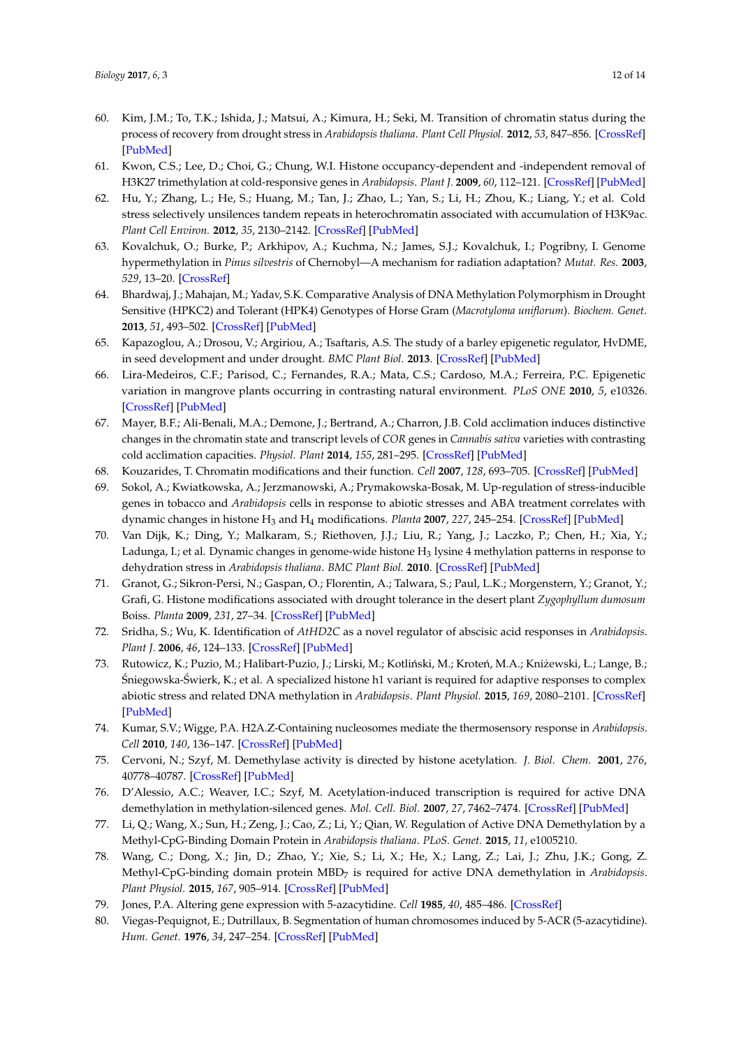60. Kim, J.M.; To, T.K.; Ishida, J.; Matsui, A.; Kimura, H.; Seki, M. Transition of chromatin status during the process of recovery from drought stress in *Arabidopsis thaliana*. *Plant Cell Physiol.* **2012**, *53*, 847–856. [CrossRef] [PubMed]
61. Kwon, C.S.; Lee, D.; Choi, G.; Chung, W.I. Histone occupancy-dependent and -independent removal of H3K27 trimethylation at cold-responsive genes in *Arabidopsis*. *Plant J.* **2009**, *60*, 112–121. [CrossRef] [PubMed]
62. Hu, Y.; Zhang, L.; He, S.; Huang, M.; Tan, J.; Zhao, L.; Yan, S.; Li, H.; Zhou, K.; Liang, Y.; et al. Cold stress selectively unsilences tandem repeats in heterochromatin associated with accumulation of H3K9ac. *Plant Cell Environ.* **2012**, *35*, 2130–2142. [CrossRef] [PubMed]
63. Kovalchuk, O.; Burke, P.; Arkhipov, A.; Kuchma, N.; James, S.J.; Kovalchuk, I.; Pogribny, I. Genome hypermethylation in *Pinus silvestris* of Chernobyl—A mechanism for radiation adaptation? *Mutat. Res.* **2003**, *529*, 13–20. [CrossRef]
64. Bhardwaj, J.; Mahajan, M.; Yadav, S.K. Comparative Analysis of DNA Methylation Polymorphism in Drought Sensitive (HPKC2) and Tolerant (HPK4) Genotypes of Horse Gram (*Macrotyloma uniflorum*). *Biochem. Genet.* **2013**, *51*, 493–502. [CrossRef] [PubMed]
65. Kapazoglou, A.; Drosou, V.; Argiriou, A.; Tsaftaris, A.S. The study of a barley epigenetic regulator, HvDME, in seed development and under drought. *BMC Plant Biol.* **2013**. [CrossRef] [PubMed]
66. Lira-Medeiros, C.F.; Parisod, C.; Fernandes, R.A.; Mata, C.S.; Cardoso, M.A.; Ferreira, P.C. Epigenetic variation in mangrove plants occurring in contrasting natural environment. *PLoS ONE* **2010**, *5*, e10326. [CrossRef] [PubMed]
67. Mayer, B.F.; Ali-Benali, M.A.; Demone, J.; Bertrand, A.; Charron, J.B. Cold acclimation induces distinctive changes in the chromatin state and transcript levels of *COR* genes in *Cannabis sativa* varieties with contrasting cold acclimation capacities. *Physiol. Plant* **2014**, *155*, 281–295. [CrossRef] [PubMed]
68. Kouzarides, T. Chromatin modifications and their function. *Cell* **2007**, *128*, 693–705. [CrossRef] [PubMed]
69. Sokol, A.; Kwiatkowska, A.; Jerzmanowski, A.; Prymakowska-Bosak, M. Up-regulation of stress-inducible genes in tobacco and *Arabidopsis* cells in response to abiotic stresses and ABA treatment correlates with dynamic changes in histone $H_3$ and $H_4$ modifications. *Planta* **2007**, *227*, 245–254. [CrossRef] [PubMed]
70. Van Dijk, K.; Ding, Y.; Malkaram, S.; Riethoven, J.J.; Liu, R.; Yang, J.; Laczko, P.; Chen, H.; Xia, Y.; Ladunga, I.; et al. Dynamic changes in genome-wide histone $H_3$ lysine 4 methylation patterns in response to dehydration stress in *Arabidopsis thaliana*. *BMC Plant Biol.* **2010**. [CrossRef] [PubMed]
71. Granot, G.; Sikron-Persi, N.; Gaspan, O.; Florentin, A.; Talwara, S.; Paul, L.K.; Morgenstern, Y.; Granot, Y.; Grafi, G. Histone modifications associated with drought tolerance in the desert plant *Zygophyllum dumosum* Boiss. *Planta* **2009**, *231*, 27–34. [CrossRef] [PubMed]
72. Sridha, S.; Wu, K. Identification of *AtHD2C* as a novel regulator of abscisic acid responses in *Arabidopsis*. *Plant J.* **2006**, *46*, 124–133. [CrossRef] [PubMed]
73. Rutowicz, K.; Puzio, M.; Halibart-Puzio, J.; Lirski, M.; Kotliński, M.; Kroteń, M.A.; Kniżewski, Ł.; Lange, B.; Śniegowska-Świerk, K.; et al. A specialized histone h1 variant is required for adaptive responses to complex abiotic stress and related DNA methylation in *Arabidopsis*. *Plant Physiol.* **2015**, *169*, 2080–2101. [CrossRef] [PubMed]
74. Kumar, S.V.; Wigge, P.A. H2A.Z-Containing nucleosomes mediate the thermosensory response in *Arabidopsis*. *Cell* **2010**, *140*, 136–147. [CrossRef] [PubMed]
75. Cervoni, N.; Szyf, M. Demethylase activity is directed by histone acetylation. *J. Biol. Chem.* **2001**, *276*, 40778–40787. [CrossRef] [PubMed]
76. D'Alessio, A.C.; Weaver, I.C.; Szyf, M. Acetylation-induced transcription is required for active DNA demethylation in methylation-silenced genes. *Mol. Cell. Biol.* **2007**, *27*, 7462–7474. [CrossRef] [PubMed]
77. Li, Q.; Wang, X.; Sun, H.; Zeng, J.; Cao, Z.; Li, Y.; Qian, W. Regulation of Active DNA Demethylation by a Methyl-CpG-Binding Domain Protein in *Arabidopsis thaliana*. *PLoS. Genet.* **2015**, *11*, e1005210.
78. Wang, C.; Dong, X.; Jin, D.; Zhao, Y.; Xie, S.; Li, X.; He, X.; Lang, Z.; Lai, J.; Zhu, J.K.; Gong, Z. Methyl-CpG-binding domain protein $MBD_7$ is required for active DNA demethylation in *Arabidopsis*. *Plant Physiol.* **2015**, *167*, 905–914. [CrossRef] [PubMed]
79. Jones, P.A. Altering gene expression with 5-azacytidine. *Cell* **1985**, *40*, 485–486. [CrossRef]
80. Viegas-Pequignot, E.; Dutrillaux, B. Segmentation of human chromosomes induced by 5-ACR (5-azacytidine). *Hum. Genet.* **1976**, *34*, 247–254. [CrossRef] [PubMed]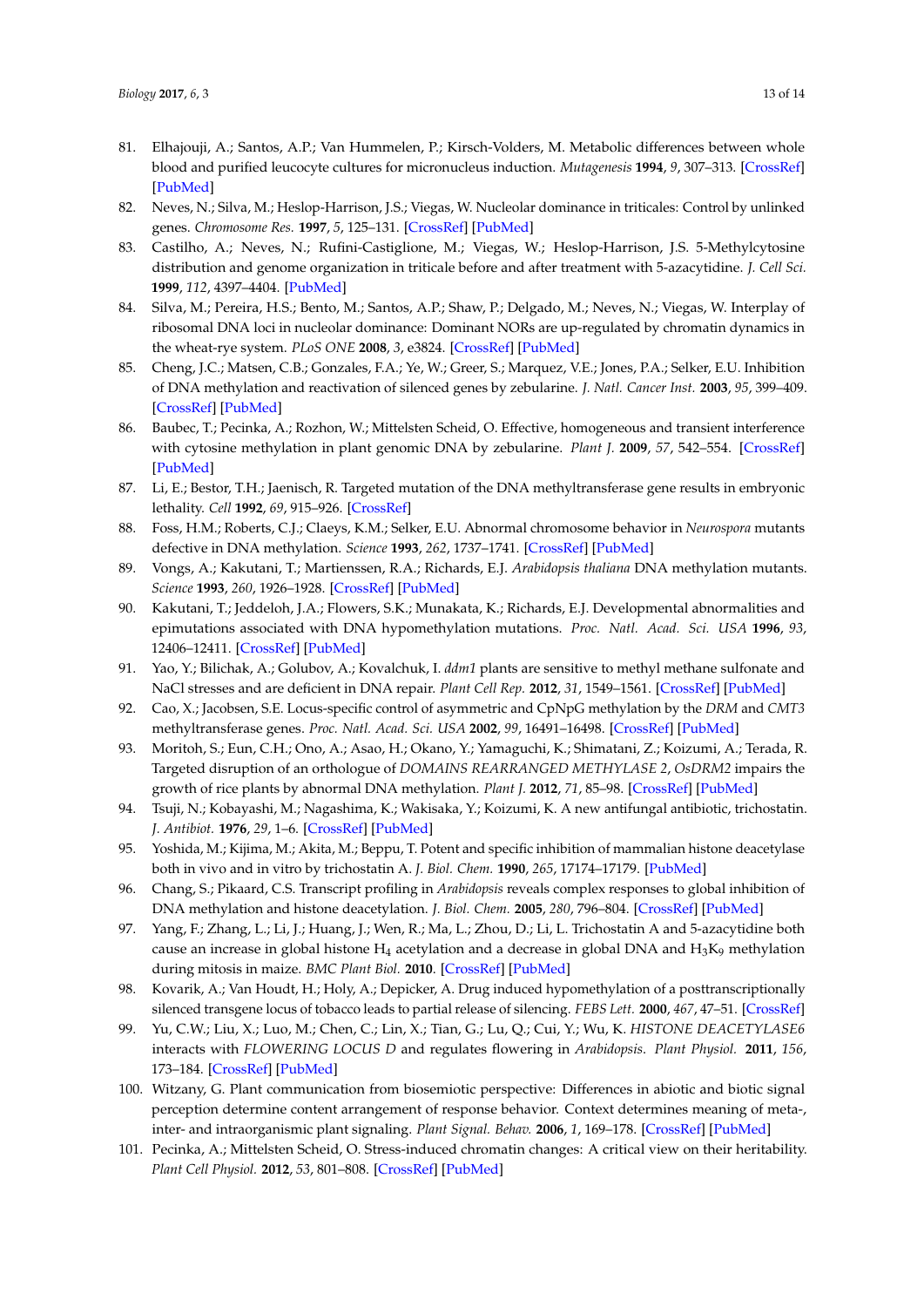81. Elhajouji, A.; Santos, A.P.; Van Hummelen, P.; Kirsch-Volders, M. Metabolic differences between whole blood and purified leucocyte cultures for micronucleus induction. *Mutagenesis* **1994**, *9*, 307–313. [CrossRef] [PubMed]
82. Neves, N.; Silva, M.; Heslop-Harrison, J.S.; Viegas, W. Nucleolar dominance in triticales: Control by unlinked genes. *Chromosome Res.* **1997**, *5*, 125–131. [CrossRef] [PubMed]
83. Castilho, A.; Neves, N.; Rufini-Castiglione, M.; Viegas, W.; Heslop-Harrison, J.S. 5-Methylcytosine distribution and genome organization in triticale before and after treatment with 5-azacytidine. *J. Cell Sci.* **1999**, *112*, 4397–4404. [PubMed]
84. Silva, M.; Pereira, H.S.; Bento, M.; Santos, A.P.; Shaw, P.; Delgado, M.; Neves, N.; Viegas, W. Interplay of ribosomal DNA loci in nucleolar dominance: Dominant NORs are up-regulated by chromatin dynamics in the wheat-rye system. *PLoS ONE* **2008**, *3*, e3824. [CrossRef] [PubMed]
85. Cheng, J.C.; Matsen, C.B.; Gonzales, F.A.; Ye, W.; Greer, S.; Marquez, V.E.; Jones, P.A.; Selker, E.U. Inhibition of DNA methylation and reactivation of silenced genes by zebularine. *J. Natl. Cancer Inst.* **2003**, *95*, 399–409. [CrossRef] [PubMed]
86. Baubec, T.; Pecinka, A.; Rozhon, W.; Mittelsten Scheid, O. Effective, homogeneous and transient interference with cytosine methylation in plant genomic DNA by zebularine. *Plant J.* **2009**, *57*, 542–554. [CrossRef] [PubMed]
87. Li, E.; Bestor, T.H.; Jaenisch, R. Targeted mutation of the DNA methyltransferase gene results in embryonic lethality. *Cell* **1992**, *69*, 915–926. [CrossRef]
88. Foss, H.M.; Roberts, C.J.; Claeys, K.M.; Selker, E.U. Abnormal chromosome behavior in *Neurospora* mutants defective in DNA methylation. *Science* **1993**, *262*, 1737–1741. [CrossRef] [PubMed]
89. Vongs, A.; Kakutani, T.; Martienssen, R.A.; Richards, E.J. *Arabidopsis thaliana* DNA methylation mutants. *Science* **1993**, *260*, 1926–1928. [CrossRef] [PubMed]
90. Kakutani, T.; Jeddeloh, J.A.; Flowers, S.K.; Munakata, K.; Richards, E.J. Developmental abnormalities and epimutations associated with DNA hypomethylation mutations. *Proc. Natl. Acad. Sci. USA* **1996**, *93*, 12406–12411. [CrossRef] [PubMed]
91. Yao, Y.; Bilichak, A.; Golubov, A.; Kovalchuk, I. *ddm1* plants are sensitive to methyl methane sulfonate and NaCl stresses and are deficient in DNA repair. *Plant Cell Rep.* **2012**, *31*, 1549–1561. [CrossRef] [PubMed]
92. Cao, X.; Jacobsen, S.E. Locus-specific control of asymmetric and CpNpG methylation by the *DRM* and *CMT3* methyltransferase genes. *Proc. Natl. Acad. Sci. USA* **2002**, *99*, 16491–16498. [CrossRef] [PubMed]
93. Moritoh, S.; Eun, C.H.; Ono, A.; Asao, H.; Okano, Y.; Yamaguchi, K.; Shimatani, Z.; Koizumi, A.; Terada, R. Targeted disruption of an orthologue of *DOMAINS REARRANGED METHYLASE 2*, *OsDRM2* impairs the growth of rice plants by abnormal DNA methylation. *Plant J.* **2012**, *71*, 85–98. [CrossRef] [PubMed]
94. Tsuji, N.; Kobayashi, M.; Nagashima, K.; Wakisaka, Y.; Koizumi, K. A new antifungal antibiotic, trichostatin. *J. Antibiot.* **1976**, *29*, 1–6. [CrossRef] [PubMed]
95. Yoshida, M.; Kijima, M.; Akita, M.; Beppu, T. Potent and specific inhibition of mammalian histone deacetylase both in vivo and in vitro by trichostatin A. *J. Biol. Chem.* **1990**, *265*, 17174–17179. [PubMed]
96. Chang, S.; Pikaard, C.S. Transcript profiling in *Arabidopsis* reveals complex responses to global inhibition of DNA methylation and histone deacetylation. *J. Biol. Chem.* **2005**, *280*, 796–804. [CrossRef] [PubMed]
97. Yang, F.; Zhang, L.; Li, J.; Huang, J.; Wen, R.; Ma, L.; Zhou, D.; Li, L. Trichostatin A and 5-azacytidine both cause an increase in global histone $H_4$ acetylation and a decrease in global DNA and $H_3K_9$ methylation during mitosis in maize. *BMC Plant Biol.* **2010**. [CrossRef] [PubMed]
98. Kovarik, A.; Van Houdt, H.; Holy, A.; Depicker, A. Drug induced hypomethylation of a posttranscriptionally silenced transgene locus of tobacco leads to partial release of silencing. *FEBS Lett.* **2000**, *467*, 47–51. [CrossRef]
99. Yu, C.W.; Liu, X.; Luo, M.; Chen, C.; Lin, X.; Tian, G.; Lu, Q.; Cui, Y.; Wu, K. *HISTONE DEACETYLASE6* interacts with *FLOWERING LOCUS D* and regulates flowering in *Arabidopsis*. *Plant Physiol.* **2011**, *156*, 173–184. [CrossRef] [PubMed]
100. Witzany, G. Plant communication from biosemiotic perspective: Differences in abiotic and biotic signal perception determine content arrangement of response behavior. Context determines meaning of meta-, inter- and intraorganismic plant signaling. *Plant Signal. Behav.* **2006**, *1*, 169–178. [CrossRef] [PubMed]
101. Pecinka, A.; Mittelsten Scheid, O. Stress-induced chromatin changes: A critical view on their heritability. *Plant Cell Physiol.* **2012**, *53*, 801–808. [CrossRef] [PubMed]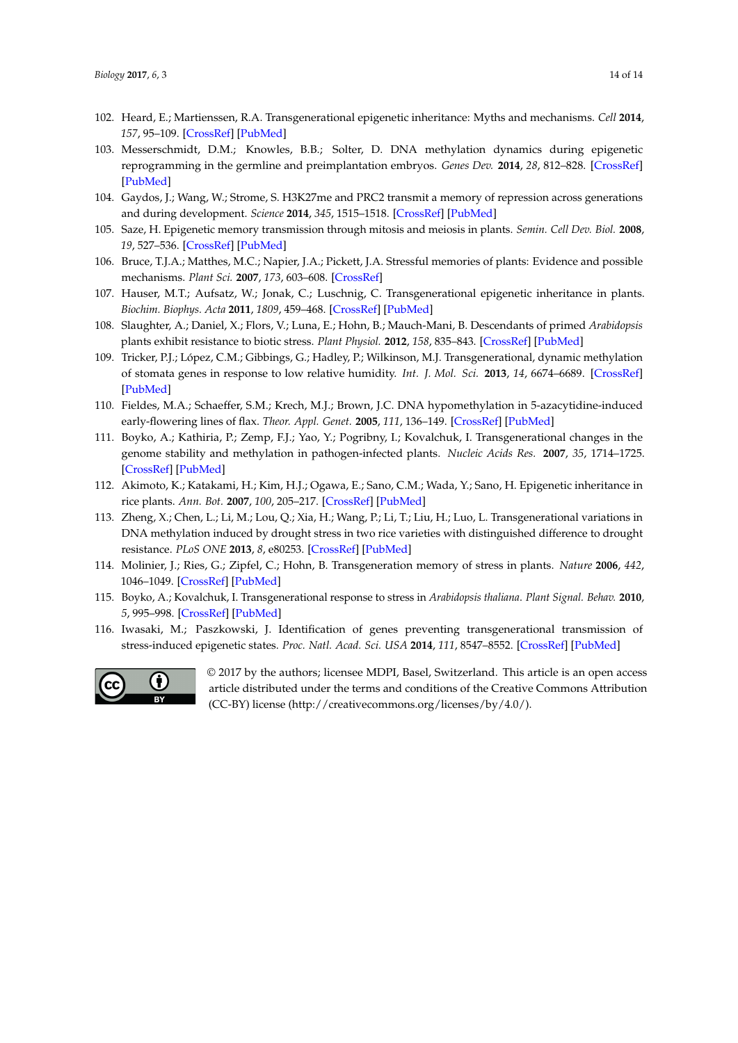102. Heard, E.; Martienssen, R.A. Transgenerational epigenetic inheritance: Myths and mechanisms. *Cell* **2014**, *157*, 95–109. [CrossRef] [PubMed]
103. Messerschmidt, D.M.; Knowles, B.B.; Solter, D. DNA methylation dynamics during epigenetic reprogramming in the germline and preimplantation embryos. *Genes Dev.* **2014**, *28*, 812–828. [CrossRef] [PubMed]
104. Gaydos, J.; Wang, W.; Strome, S. H3K27me and PRC2 transmit a memory of repression across generations and during development. *Science* **2014**, *345*, 1515–1518. [CrossRef] [PubMed]
105. Saze, H. Epigenetic memory transmission through mitosis and meiosis in plants. *Semin. Cell Dev. Biol.* **2008**, *19*, 527–536. [CrossRef] [PubMed]
106. Bruce, T.J.A.; Matthes, M.C.; Napier, J.A.; Pickett, J.A. Stressful memories of plants: Evidence and possible mechanisms. *Plant Sci.* **2007**, *173*, 603–608. [CrossRef]
107. Hauser, M.T.; Aufsatz, W.; Jonak, C.; Luschnig, C. Transgenerational epigenetic inheritance in plants. *Biochim. Biophys. Acta* **2011**, *1809*, 459–468. [CrossRef] [PubMed]
108. Slaughter, A.; Daniel, X.; Flors, V.; Luna, E.; Hohn, B.; Mauch-Mani, B. Descendants of primed *Arabidopsis* plants exhibit resistance to biotic stress. *Plant Physiol.* **2012**, *158*, 835–843. [CrossRef] [PubMed]
109. Tricker, P.J.; López, C.M.; Gibbings, G.; Hadley, P.; Wilkinson, M.J. Transgenerational, dynamic methylation of stomata genes in response to low relative humidity. *Int. J. Mol. Sci.* **2013**, *14*, 6674–6689. [CrossRef] [PubMed]
110. Fieldes, M.A.; Schaeffer, S.M.; Krech, M.J.; Brown, J.C. DNA hypomethylation in 5-azacytidine-induced early-flowering lines of flax. *Theor. Appl. Genet.* **2005**, *111*, 136–149. [CrossRef] [PubMed]
111. Boyko, A.; Kathiria, P.; Zemp, F.J.; Yao, Y.; Pogribny, I.; Kovalchuk, I. Transgenerational changes in the genome stability and methylation in pathogen-infected plants. *Nucleic Acids Res.* **2007**, *35*, 1714–1725. [CrossRef] [PubMed]
112. Akimoto, K.; Katakami, H.; Kim, H.J.; Ogawa, E.; Sano, C.M.; Wada, Y.; Sano, H. Epigenetic inheritance in rice plants. *Ann. Bot.* **2007**, *100*, 205–217. [CrossRef] [PubMed]
113. Zheng, X.; Chen, L.; Li, M.; Lou, Q.; Xia, H.; Wang, P.; Li, T.; Liu, H.; Luo, L. Transgenerational variations in DNA methylation induced by drought stress in two rice varieties with distinguished difference to drought resistance. *PLoS ONE* **2013**, *8*, e80253. [CrossRef] [PubMed]
114. Molinier, J.; Ries, G.; Zipfel, C.; Hohn, B. Transgeneration memory of stress in plants. *Nature* **2006**, *442*, 1046–1049. [CrossRef] [PubMed]
115. Boyko, A.; Kovalchuk, I. Transgenerational response to stress in *Arabidopsis thaliana*. *Plant Signal. Behav.* **2010**, *5*, 995–998. [CrossRef] [PubMed]
116. Iwasaki, M.; Paszkowski, J. Identification of genes preventing transgenerational transmission of stress-induced epigenetic states. *Proc. Natl. Acad. Sci. USA* **2014**, *111*, 8547–8552. [CrossRef] [PubMed]

© 2017 by the authors; licensee MDPI, Basel, Switzerland. This article is an open access article distributed under the terms and conditions of the Creative Commons Attribution (CC-BY) license (http://creativecommons.org/licenses/by/4.0/).